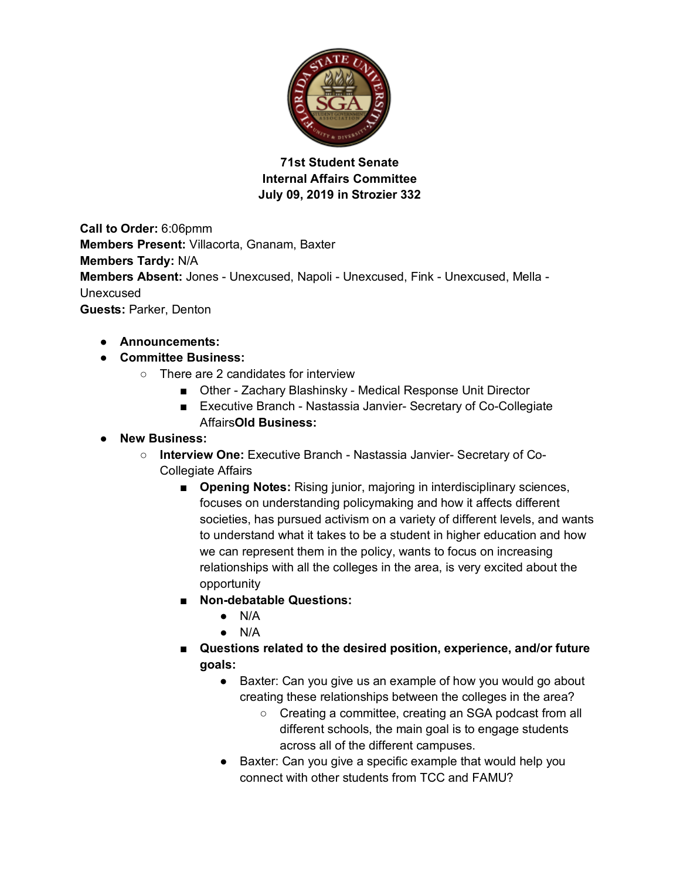**71st Student Senate**
**Internal Affairs Committee**
**July 09, 2019 in Strozier 332**

**Call to Order:** 6:06pmm
**Members Present:** Villacorta, Gnanam, Baxter
**Members Tardy:** N/A
**Members Absent:** Jones - Unexcused, Napoli - Unexcused, Fink - Unexcused, Mella - Unexcused
**Guests:** Parker, Denton

- **Announcements:**
- **Committee Business:**
  - There are 2 candidates for interview
    - Other - Zachary Blashinsky - Medical Response Unit Director
    - Executive Branch - Nastassia Janvier- Secretary of Co-Collegiate Affairs**Old Business:**
- **New Business:**
  - **Interview One:** Executive Branch - Nastassia Janvier- Secretary of Co-Collegiate Affairs
    - **Opening Notes:** Rising junior, majoring in interdisciplinary sciences, focuses on understanding policymaking and how it affects different societies, has pursued activism on a variety of different levels, and wants to understand what it takes to be a student in higher education and how we can represent them in the policy, wants to focus on increasing relationships with all the colleges in the area, is very excited about the opportunity
    - **Non-debatable Questions:**
      - N/A
      - N/A
    - **Questions related to the desired position, experience, and/or future goals:**
      - Baxter: Can you give us an example of how you would go about creating these relationships between the colleges in the area?
        - Creating a committee, creating an SGA podcast from all different schools, the main goal is to engage students across all of the different campuses.
      - Baxter: Can you give a specific example that would help you connect with other students from TCC and FAMU?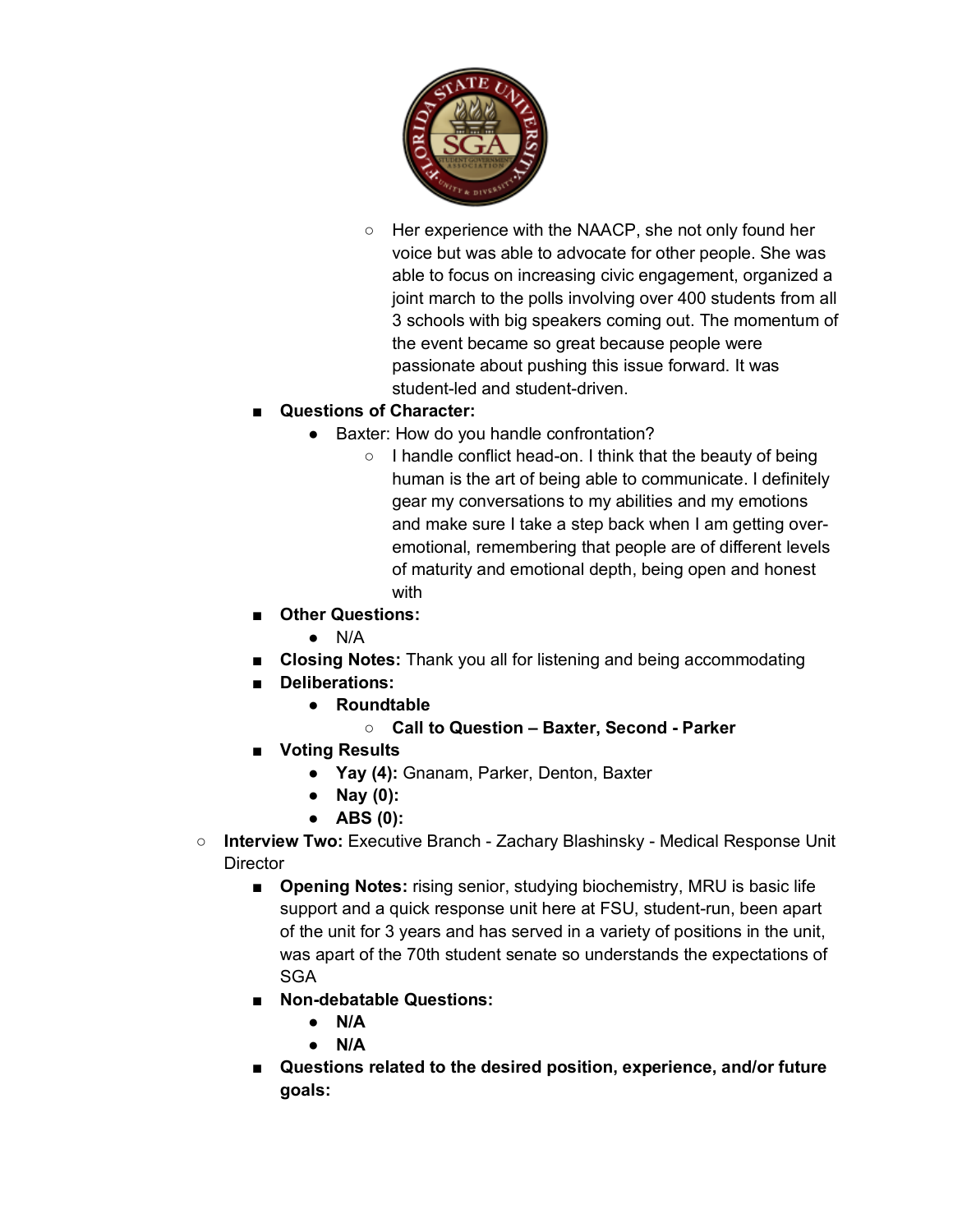- Her experience with the NAACP, she not only found her voice but was able to advocate for other people. She was able to focus on increasing civic engagement, organized a joint march to the polls involving over 400 students from all 3 schools with big speakers coming out. The momentum of the event became so great because people were passionate about pushing this issue forward. It was student-led and student-driven.

- **Questions of Character:**
  - Baxter: How do you handle confrontation?
    - I handle conflict head-on. I think that the beauty of being human is the art of being able to communicate. I definitely gear my conversations to my abilities and my emotions and make sure I take a step back when I am getting over-emotional, remembering that people are of different levels of maturity and emotional depth, being open and honest with
- **Other Questions:**
  - N/A
- **Closing Notes:** Thank you all for listening and being accommodating
- **Deliberations:**
  - **Roundtable**
    - **Call to Question – Baxter, Second - Parker**
- **Voting Results**
  - **Yay (4):** Gnanam, Parker, Denton, Baxter
  - **Nay (0):**
  - **ABS (0):**

- **Interview Two:** Executive Branch - Zachary Blashinsky - Medical Response Unit Director
  - **Opening Notes:** rising senior, studying biochemistry, MRU is basic life support and a quick response unit here at FSU, student-run, been apart of the unit for 3 years and has served in a variety of positions in the unit, was apart of the 70th student senate so understands the expectations of SGA
  - **Non-debatable Questions:**
    - **N/A**
    - **N/A**
  - **Questions related to the desired position, experience, and/or future goals:**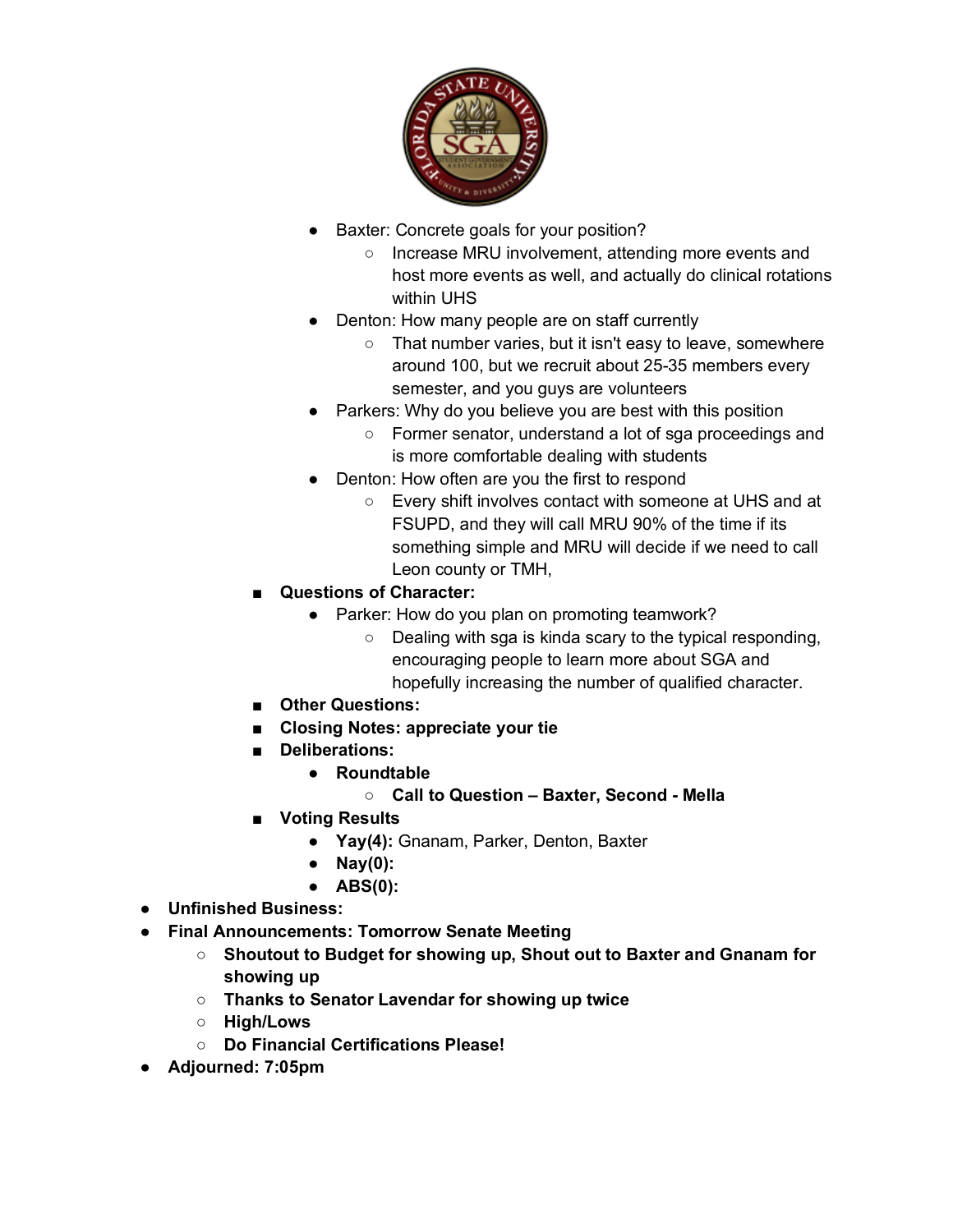- Baxter: Concrete goals for your position?
  - Increase MRU involvement, attending more events and host more events as well, and actually do clinical rotations within UHS
- Denton: How many people are on staff currently
  - That number varies, but it isn't easy to leave, somewhere around 100, but we recruit about 25-35 members every semester, and you guys are volunteers
- Parkers: Why do you believe you are best with this position
  - Former senator, understand a lot of sga proceedings and is more comfortable dealing with students
- Denton: How often are you the first to respond
  - Every shift involves contact with someone at UHS and at FSUPD, and they will call MRU 90% of the time if its something simple and MRU will decide if we need to call Leon county or TMH,

- **Questions of Character:**
  - Parker: How do you plan on promoting teamwork?
    - Dealing with sga is kinda scary to the typical responding, encouraging people to learn more about SGA and hopefully increasing the number of qualified character.
- **Other Questions:**
- **Closing Notes: appreciate your tie**
- **Deliberations:**
  - **Roundtable**
    - **Call to Question – Baxter, Second - Mella**
- **Voting Results**
  - **Yay(4):** Gnanam, Parker, Denton, Baxter
  - **Nay(0):**
  - **ABS(0):**

- **Unfinished Business:**
- **Final Announcements: Tomorrow Senate Meeting**
  - **Shoutout to Budget for showing up, Shout out to Baxter and Gnanam for showing up**
  - **Thanks to Senator Lavendar for showing up twice**
  - **High/Lows**
  - **Do Financial Certifications Please!**
- **Adjourned: 7:05pm**